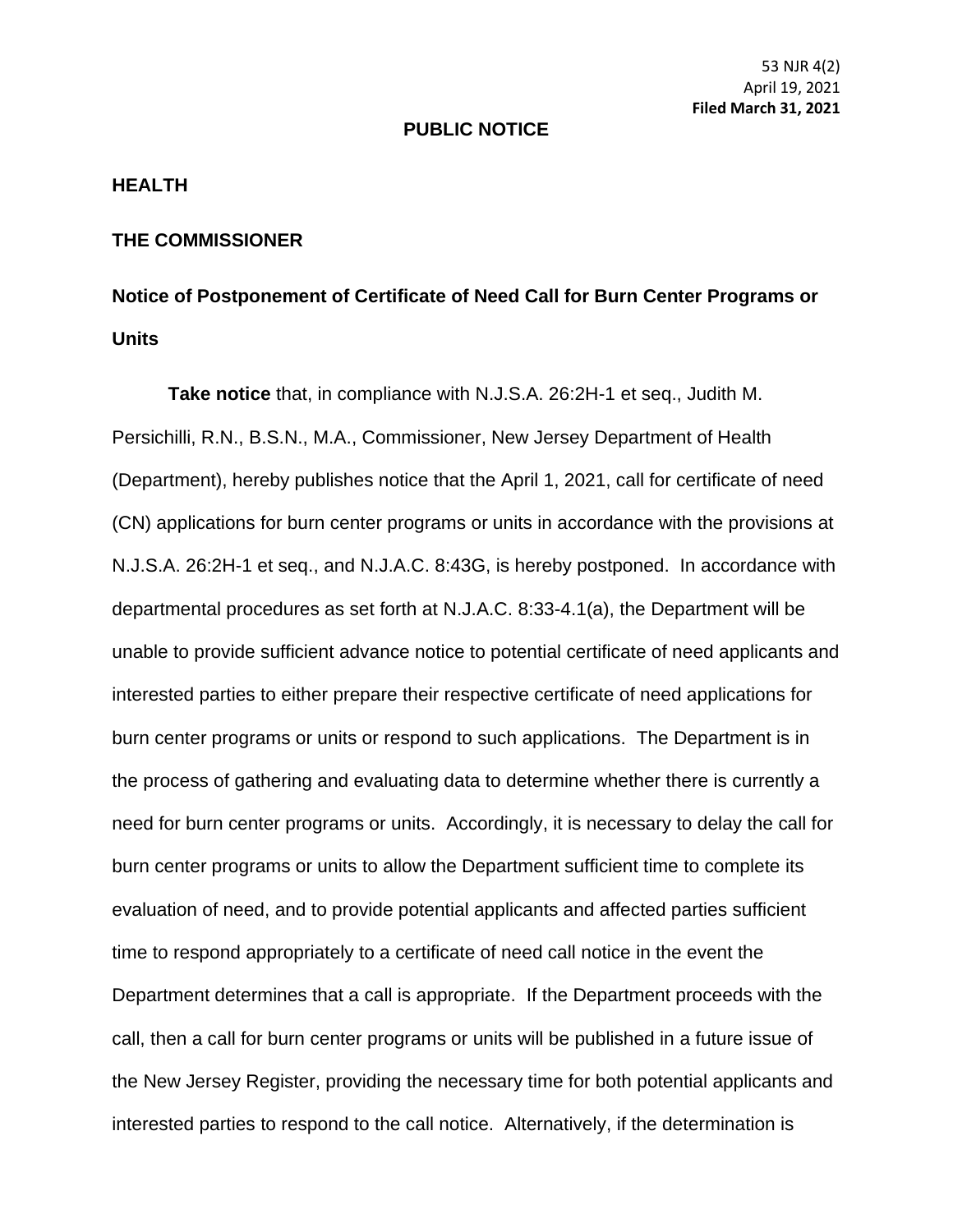53 NJR 4(2)
April 19, 2021
**Filed March 31, 2021**

# PUBLIC NOTICE

## HEALTH

## THE COMMISSIONER

## Notice of Postponement of Certificate of Need Call for Burn Center Programs or Units

**Take notice** that, in compliance with N.J.S.A. 26:2H-1 et seq., Judith M. Persichilli, R.N., B.S.N., M.A., Commissioner, New Jersey Department of Health (Department), hereby publishes notice that the April 1, 2021, call for certificate of need (CN) applications for burn center programs or units in accordance with the provisions at N.J.S.A. 26:2H-1 et seq., and N.J.A.C. 8:43G, is hereby postponed. In accordance with departmental procedures as set forth at N.J.A.C. 8:33-4.1(a), the Department will be unable to provide sufficient advance notice to potential certificate of need applicants and interested parties to either prepare their respective certificate of need applications for burn center programs or units or respond to such applications. The Department is in the process of gathering and evaluating data to determine whether there is currently a need for burn center programs or units. Accordingly, it is necessary to delay the call for burn center programs or units to allow the Department sufficient time to complete its evaluation of need, and to provide potential applicants and affected parties sufficient time to respond appropriately to a certificate of need call notice in the event the Department determines that a call is appropriate. If the Department proceeds with the call, then a call for burn center programs or units will be published in a future issue of the New Jersey Register, providing the necessary time for both potential applicants and interested parties to respond to the call notice. Alternatively, if the determination is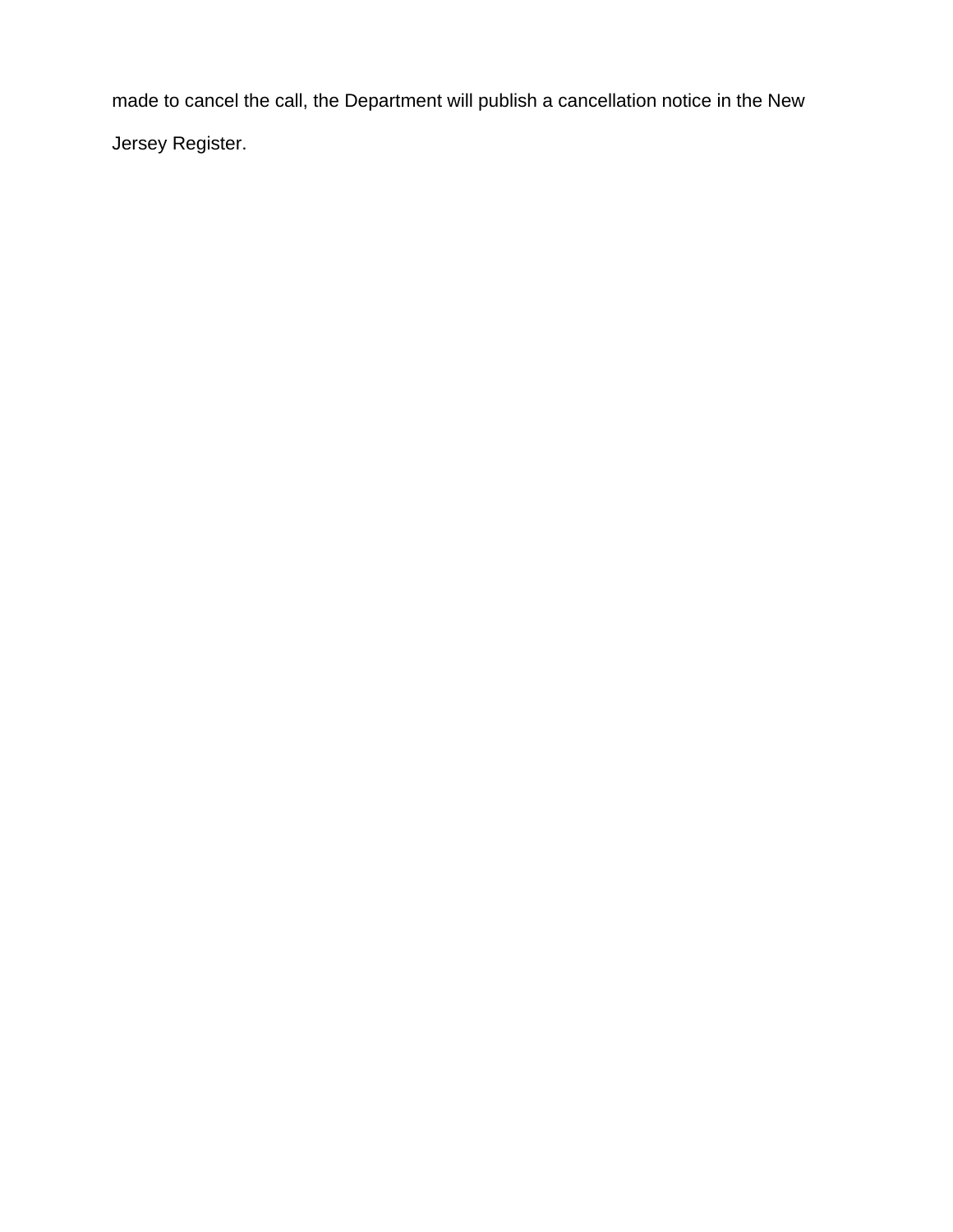made to cancel the call, the Department will publish a cancellation notice in the New Jersey Register.